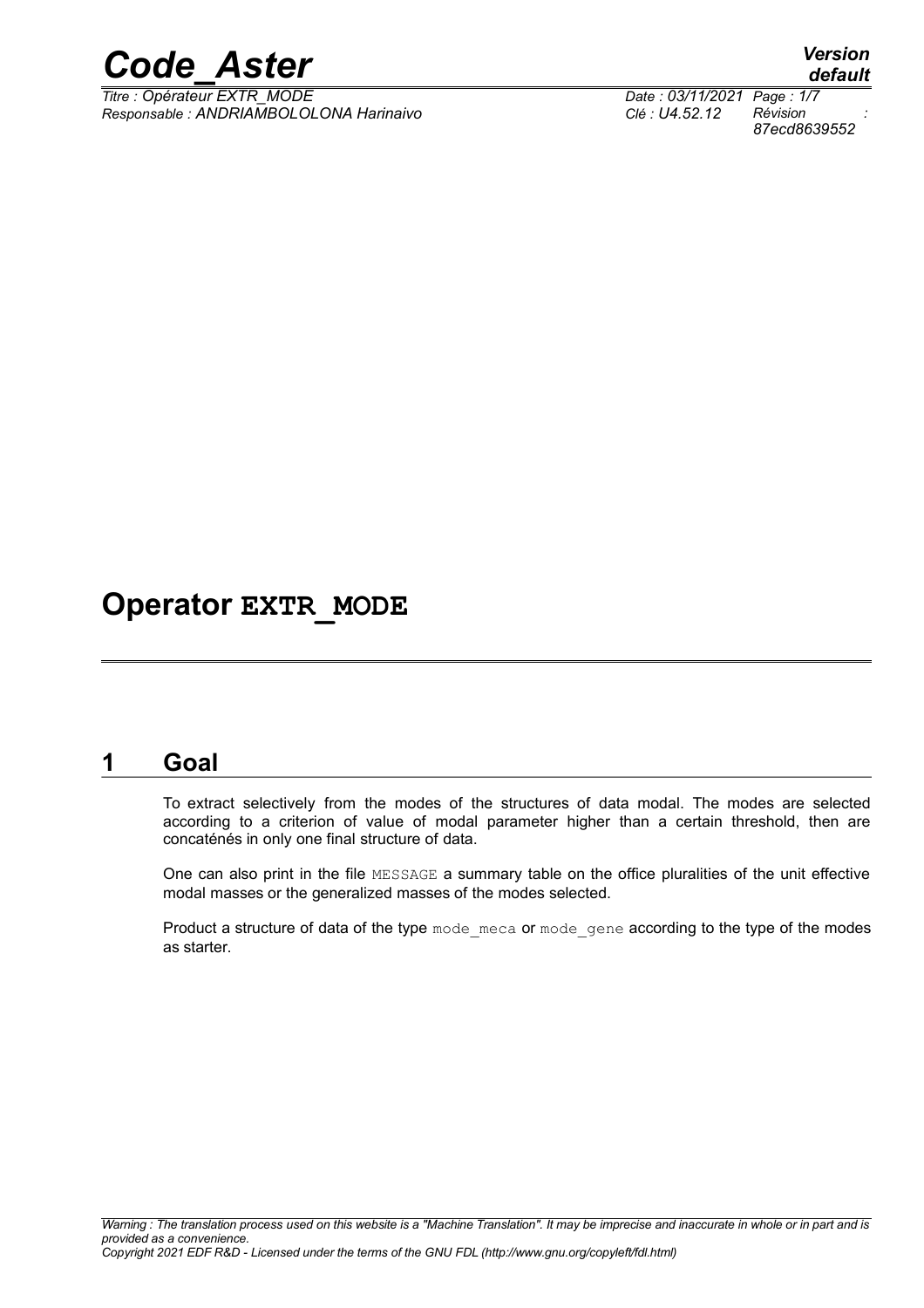# Operator EXTR_MODE

## 1 Goal

To extract selectively from the modes of the structures of data modal. The modes are selected according to a criterion of value of modal parameter higher than a certain threshold, then are concaténés in only one final structure of data.

One can also print in the file MESSAGE a summary table on the office pluralities of the unit effective modal masses or the generalized masses of the modes selected.

Product a structure of data of the type mode_meca or mode_gene according to the type of the modes as starter.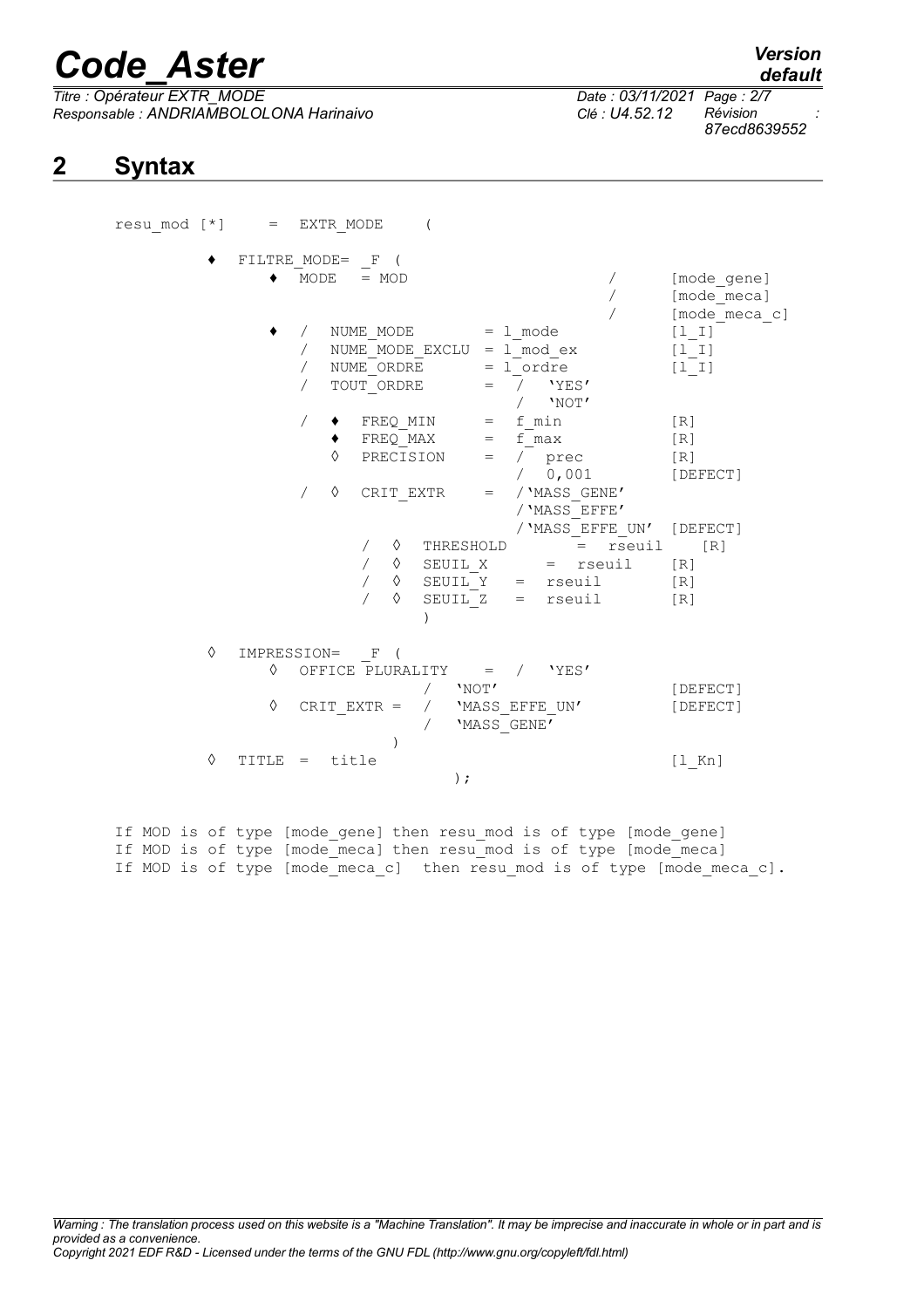## 2 Syntax

```
resu_mod [*]    =  EXTR_MODE      (

          ♦  FILTRE_MODE=  _F  (
              ♦  MODE   = MOD                            /      [mode_gene]
                                                         /      [mode_meca]
                                                         /      [mode_meca_c]
              ♦   /   NUME_MODE        = l_mode                 [l_I]
                  /   NUME_MODE_EXCLU  = l_mod_ex               [l_I]
                  /   NUME_ORDRE       = l_ordre                [l_I]
                  /   TOUT_ORDRE       =  /  'YES'
                                          /  'NOT'
                  /   ♦  FREQ_MIN      =  f_min                 [R]
                      ♦  FREQ_MAX      =  f_max                 [R]
                      ◊  PRECISION     =  /  prec               [R]
                                          /  0,001              [DEFECT]
                  /   ◊  CRIT_EXTR     =  /'MASS_GENE'
                                          /'MASS_EFFE'
                                          /'MASS_EFFE_UN'  [DEFECT]
                          /  ◊  THRESHOLD       =  rseuil    [R]
                          /  ◊  SEUIL_X      =  rseuil     [R]
                          /  ◊  SEUIL_Y   =  rseuil        [R]
                          /  ◊  SEUIL_Z   =  rseuil        [R]
                               )

          ◊  IMPRESSION=  _F  (
              ◊  OFFICE PLURALITY    =  /   'YES'
                                 /   'NOT'                      [DEFECT]
              ◊  CRIT_EXTR =  /   'MASS_EFFE_UN'                [DEFECT]
                              /   'MASS_GENE'
                            )
          ◊  TITLE  =  title                                    [l_Kn]
                                    );
```

If MOD is of type [mode_gene] then resu_mod is of type [mode_gene]
If MOD is of type [mode_meca] then resu_mod is of type [mode_meca]
If MOD is of type [mode_meca_c] then resu_mod is of type [mode_meca_c].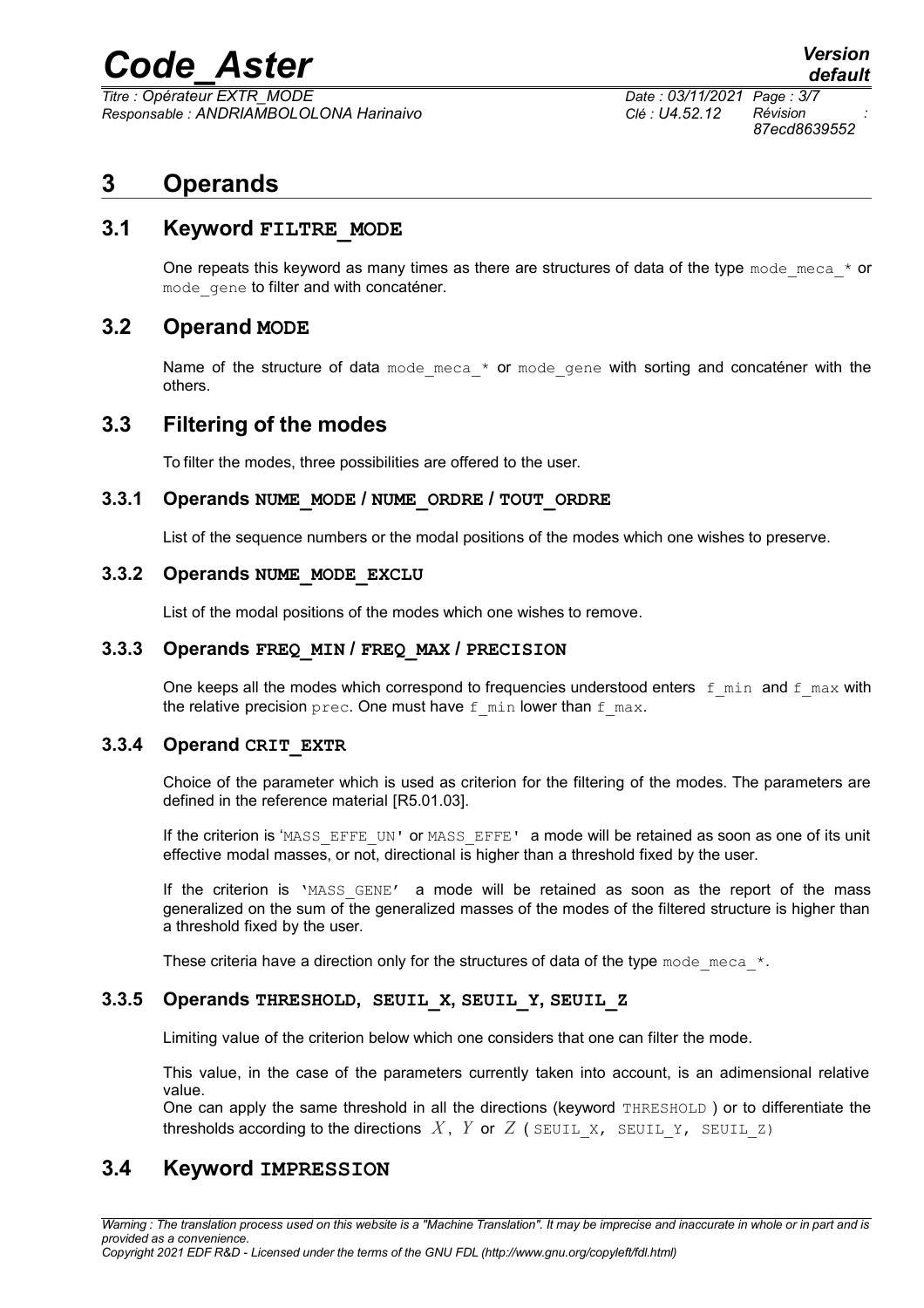# 3 Operands

## 3.1 Keyword **FILTRE_MODE**

One repeats this keyword as many times as there are structures of data of the type `mode_meca_*` or `mode_gene` to filter and with concaténer.

## 3.2 Operand **MODE**

Name of the structure of data `mode_meca_*` or `mode_gene` with sorting and concaténer with the others.

## 3.3 Filtering of the modes

To filter the modes, three possibilities are offered to the user.

### 3.3.1 Operands **NUME_MODE / NUME_ORDRE / TOUT_ORDRE**

List of the sequence numbers or the modal positions of the modes which one wishes to preserve.

### 3.3.2 Operands **NUME_MODE_EXCLU**

List of the modal positions of the modes which one wishes to remove.

### 3.3.3 Operands **FREQ_MIN / FREQ_MAX / PRECISION**

One keeps all the modes which correspond to frequencies understood enters `f_min` and `f_max` with the relative precision `prec`. One must have `f_min` lower than `f_max`.

### 3.3.4 Operand **CRIT_EXTR**

Choice of the parameter which is used as criterion for the filtering of the modes. The parameters are defined in the reference material [R5.01.03].

If the criterion is 'MASS_EFFE_UN' or MASS_EFFE' a mode will be retained as soon as one of its unit effective modal masses, or not, directional is higher than a threshold fixed by the user.

If the criterion is 'MASS_GENE' a mode will be retained as soon as the report of the mass generalized on the sum of the generalized masses of the modes of the filtered structure is higher than a threshold fixed by the user.

These criteria have a direction only for the structures of data of the type `mode_meca_*`.

### 3.3.5 Operands **THRESHOLD, SEUIL_X, SEUIL_Y, SEUIL_Z**

Limiting value of the criterion below which one considers that one can filter the mode.

This value, in the case of the parameters currently taken into account, is an adimensional relative value.
One can apply the same threshold in all the directions (keyword THRESHOLD ) or to differentiate the thresholds according to the directions $X$, $Y$ or $Z$ ( SEUIL_X, SEUIL_Y, SEUIL_Z)

## 3.4 Keyword **IMPRESSION**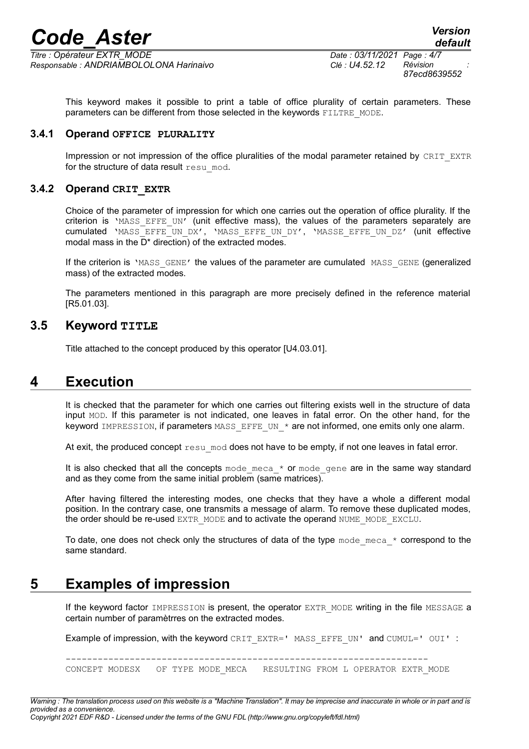This keyword makes it possible to print a table of office plurality of certain parameters. These parameters can be different from those selected in the keywords FILTRE_MODE.

### 3.4.1 Operand OFFICE PLURALITY

Impression or not impression of the office pluralities of the modal parameter retained by CRIT_EXTR for the structure of data result resu_mod.

### 3.4.2 Operand CRIT_EXTR

Choice of the parameter of impression for which one carries out the operation of office plurality. If the criterion is 'MASS_EFFE_UN' (unit effective mass), the values of the parameters separately are cumulated 'MASS_EFFE_UN_DX', 'MASS_EFFE_UN_DY', 'MASSE_EFFE_UN_DZ' (unit effective modal mass in the D* direction) of the extracted modes.

If the criterion is 'MASS_GENE' the values of the parameter are cumulated MASS_GENE (generalized mass) of the extracted modes.

The parameters mentioned in this paragraph are more precisely defined in the reference material [R5.01.03].

## 3.5 Keyword TITLE

Title attached to the concept produced by this operator [U4.03.01].

# 4 Execution

It is checked that the parameter for which one carries out filtering exists well in the structure of data input MOD. If this parameter is not indicated, one leaves in fatal error. On the other hand, for the keyword IMPRESSION, if parameters MASS_EFFE_UN_* are not informed, one emits only one alarm.

At exit, the produced concept resu_mod does not have to be empty, if not one leaves in fatal error.

It is also checked that all the concepts mode_meca_* or mode_gene are in the same way standard and as they come from the same initial problem (same matrices).

After having filtered the interesting modes, one checks that they have a whole a different modal position. In the contrary case, one transmits a message of alarm. To remove these duplicated modes, the order should be re-used EXTR_MODE and to activate the operand NUME_MODE_EXCLU.

To date, one does not check only the structures of data of the type mode_meca_* correspond to the same standard.

# 5 Examples of impression

If the keyword factor IMPRESSION is present, the operator EXTR_MODE writing in the file MESSAGE a certain number of paramètrres on the extracted modes.

Example of impression, with the keyword CRIT_EXTR=' MASS_EFFE_UN' and CUMUL=' OUI' :

```
------------------------------------------------------------------
CONCEPT MODESX    OF TYPE MODE_MECA    RESULTING FROM L OPERATOR EXTR_MODE
```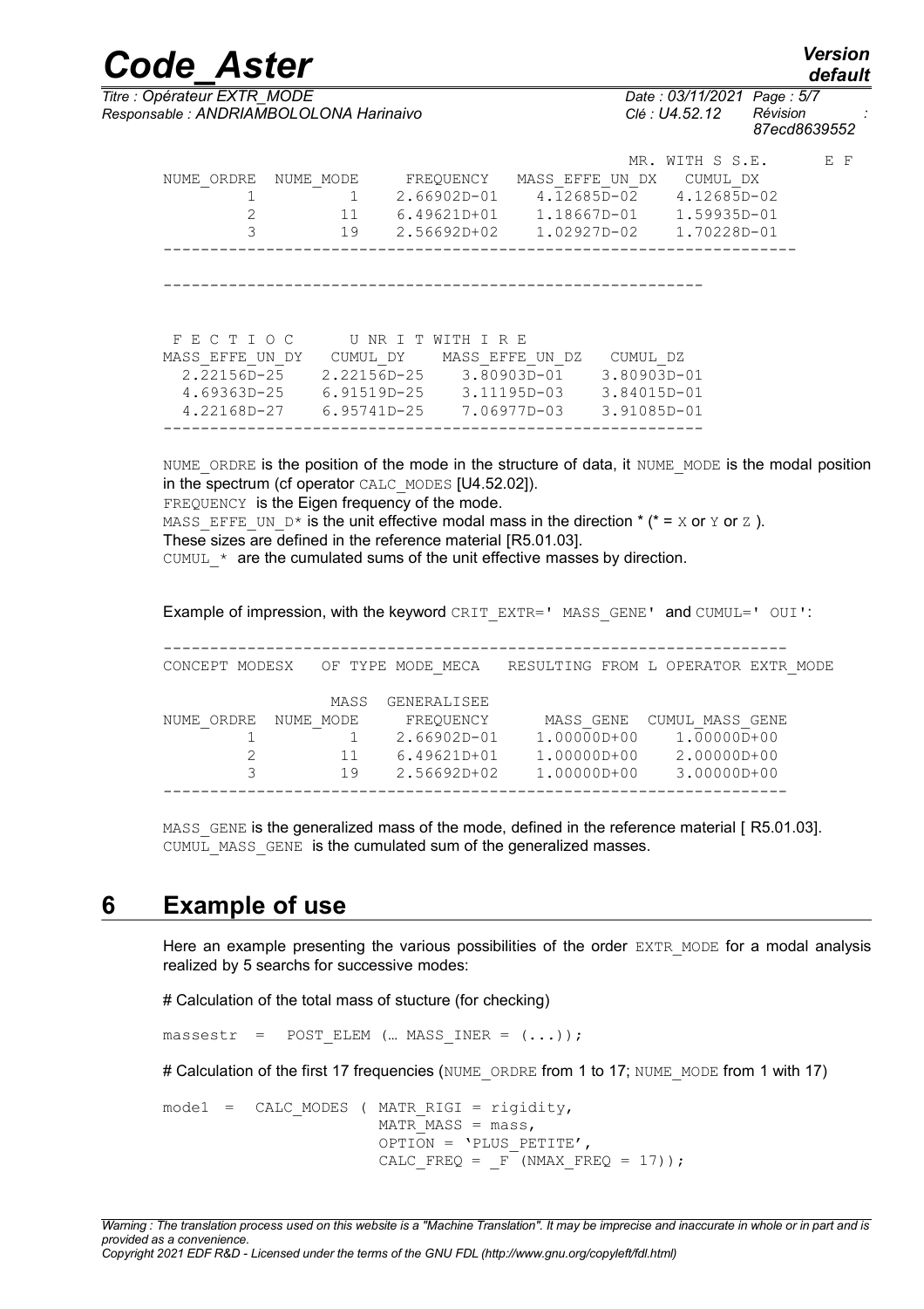```
                                              MR. WITH S S.E.       E F
NUME_ORDRE  NUME_MODE    FREQUENCY   MASS_EFFE_UN_DX   CUMUL_DX
        1          1    2.66902D-01    4.12685D-02    4.12685D-02
        2         11    6.49621D+01    1.18667D-01    1.59935D-01
        3         19    2.56692D+02    1.02927D-02    1.70228D-01
-------------------------------------------------------------------

---------------------------------------------------------


 F E C T I O C      U NR I T WITH I R E
MASS_EFFE_UN_DY    CUMUL_DY    MASS_EFFE_UN_DZ   CUMUL_DZ
  2.22156D-25    2.22156D-25    3.80903D-01    3.80903D-01
  4.69363D-25    6.91519D-25    3.11195D-03    3.84015D-01
  4.22168D-27    6.95741D-25    7.06977D-03    3.91085D-01
---------------------------------------------------------
```

NUME_ORDRE is the position of the mode in the structure of data, it NUME_MODE is the modal position in the spectrum (cf operator CALC_MODES [U4.52.02]).
FREQUENCY is the Eigen frequency of the mode.
MASS_EFFE_UN_D* is the unit effective modal mass in the direction * (* = X or Y or Z ).
These sizes are defined in the reference material [R5.01.03].
CUMUL_* are the cumulated sums of the unit effective masses by direction.

Example of impression, with the keyword CRIT_EXTR=' MASS_GENE' and CUMUL=' OUI':

```
-------------------------------------------------------------------
CONCEPT MODESX    OF TYPE MODE_MECA   RESULTING FROM L OPERATOR EXTR_MODE

                 MASS  GENERALISEE
NUME_ORDRE  NUME_MODE    FREQUENCY     MASS_GENE   CUMUL_MASS_GENE
        1          1    2.66902D-01   1.00000D+00    1.00000D+00
        2         11    6.49621D+01   1.00000D+00    2.00000D+00
        3         19    2.56692D+02   1.00000D+00    3.00000D+00
-------------------------------------------------------------------
```

MASS_GENE is the generalized mass of the mode, defined in the reference material [ R5.01.03].
CUMUL_MASS_GENE is the cumulated sum of the generalized masses.

# 6 Example of use

Here an example presenting the various possibilities of the order EXTR_MODE for a modal analysis realized by 5 searchs for successive modes:

# Calculation of the total mass of stucture (for checking)

```
massestr  =  POST_ELEM (… MASS_INER = (...));
```

# Calculation of the first 17 frequencies (NUME_ORDRE from 1 to 17; NUME_MODE from 1 with 17)

```
mode1  =  CALC_MODES ( MATR_RIGI = rigidity,
                       MATR_MASS = mass,
                       OPTION = 'PLUS_PETITE',
                       CALC_FREQ = _F (NMAX_FREQ = 17));
```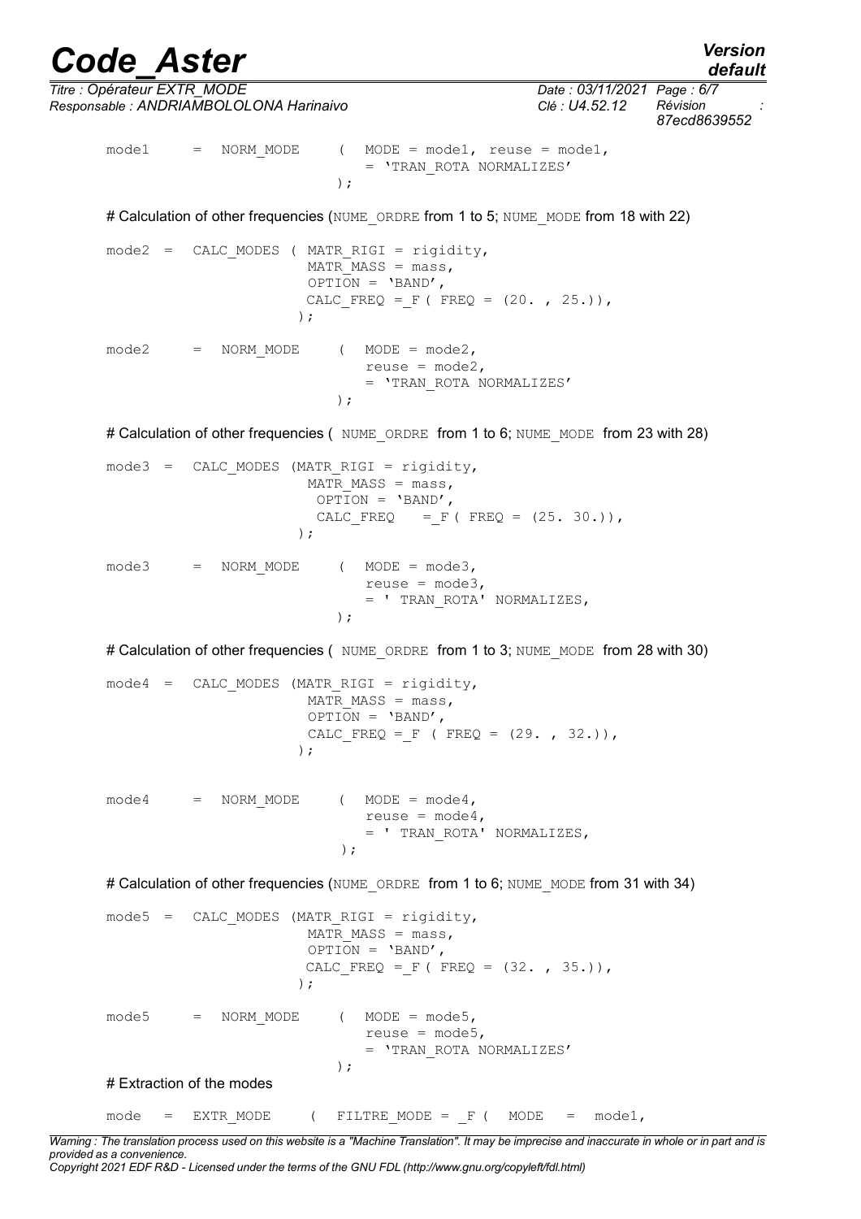```
mode1      =  NORM_MODE      (  MODE = mode1,  reuse = mode1,
                                 = 'TRAN_ROTA NORMALIZES'
                              );
```

# Calculation of other frequencies (NUME_ORDRE from 1 to 5; NUME_MODE from 18 with 22)

```
mode2  =  CALC_MODES ( MATR_RIGI = rigidity,
                       MATR_MASS = mass,
                       OPTION = 'BAND',
                       CALC_FREQ =_F ( FREQ = (20. , 25.)),
                      );

mode2      =  NORM_MODE      (  MODE = mode2,
                                 reuse = mode2,
                                 = 'TRAN_ROTA NORMALIZES'
                              );
```

# Calculation of other frequencies ( NUME_ORDRE from 1 to 6; NUME_MODE from 23 with 28)

```
mode3  =  CALC_MODES (MATR_RIGI = rigidity,
                       MATR_MASS = mass,
                        OPTION = 'BAND',
                        CALC_FREQ    =_F ( FREQ = (25. 30.)),
                      );

mode3      =  NORM_MODE      (  MODE = mode3,
                                 reuse = mode3,
                                 = ' TRAN_ROTA' NORMALIZES,
                              );
```

# Calculation of other frequencies ( NUME_ORDRE from 1 to 3; NUME_MODE from 28 with 30)

```
mode4  =  CALC_MODES (MATR_RIGI = rigidity,
                       MATR_MASS = mass,
                       OPTION = 'BAND',
                       CALC_FREQ =_F ( FREQ = (29. , 32.)),
                      );


mode4      =  NORM_MODE      (  MODE = mode4,
                                 reuse = mode4,
                                 = ' TRAN_ROTA' NORMALIZES,
                               );
```

# Calculation of other frequencies (NUME_ORDRE from 1 to 6; NUME_MODE from 31 with 34)

```
mode5  =  CALC_MODES (MATR_RIGI = rigidity,
                       MATR_MASS = mass,
                       OPTION = 'BAND',
                       CALC_FREQ =_F ( FREQ = (32. , 35.)),
                      );

mode5      =  NORM_MODE      (  MODE = mode5,
                                 reuse = mode5,
                                 = 'TRAN_ROTA NORMALIZES'
                              );
```

# Extraction of the modes

```
mode   =  EXTR_MODE      (  FILTRE_MODE = _F (  MODE   =  mode1,
```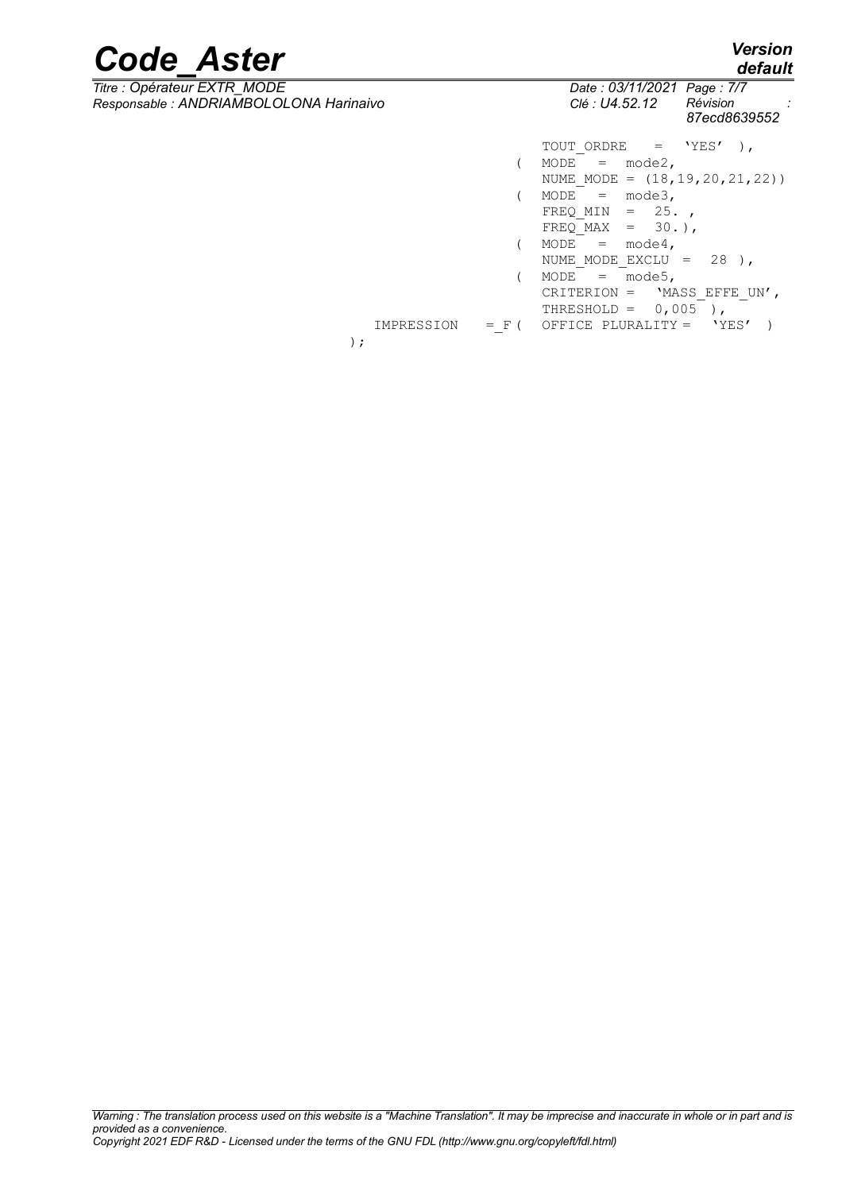```
                                TOUT_ORDRE   =  'YES'  ),
                            (   MODE   =  mode2,
                                NUME_MODE = (18,19,20,21,22))
                            (   MODE   =  mode3,
                                FREQ_MIN  =  25. ,
                                FREQ_MAX  =  30.),
                            (   MODE   =  mode4,
                                NUME_MODE_EXCLU =  28 ),
                            (   MODE   =  mode5,
                                CRITERION =  'MASS_EFFE_UN',
                                THRESHOLD =  0,005 ),
            IMPRESSION   = F (  OFFICE PLURALITY =  'YES'  )
      );
```